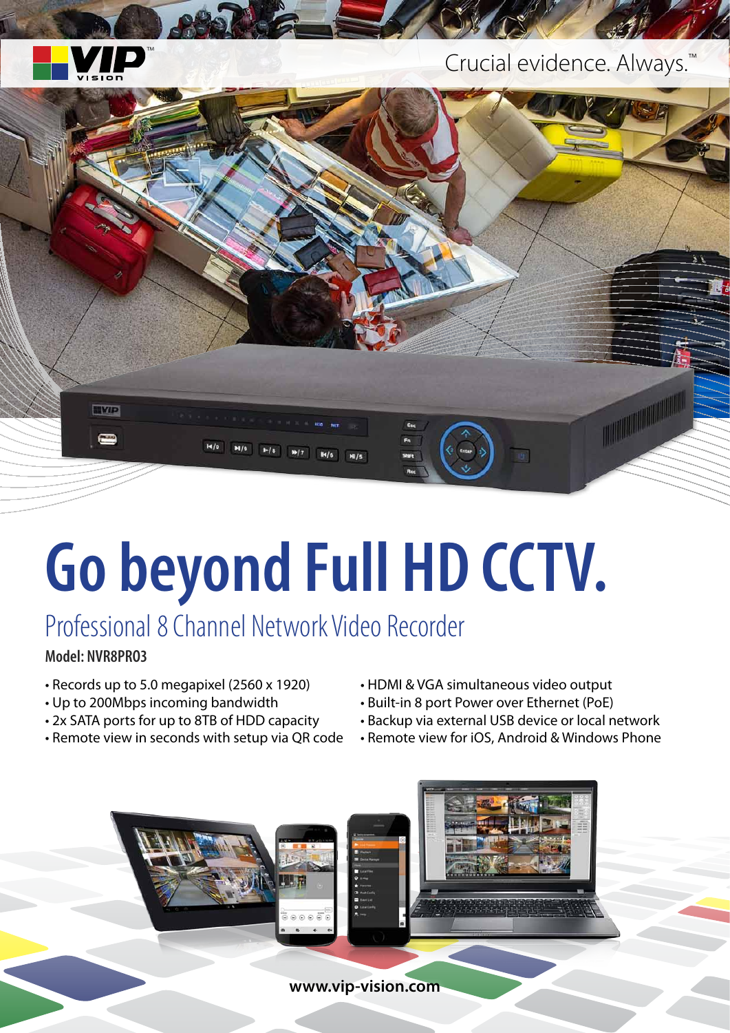Crucial evidence. Always.™

# Go beyond Full HD CCTV.

## Professional 8 Channel Network Video Recorder

**Model: NVR8PRO3**

- Records up to 5.0 megapixel (2560 x 1920)
- Up to 200Mbps incoming bandwidth
- 2x SATA ports for up to 8TB of HDD capacity
- Remote view in seconds with setup via QR code
- HDMI & VGA simultaneous video output
- Built-in 8 port Power over Ethernet (PoE)
- Backup via external USB device or local network
- Remote view for iOS, Android & Windows Phone

www.vip-vision.com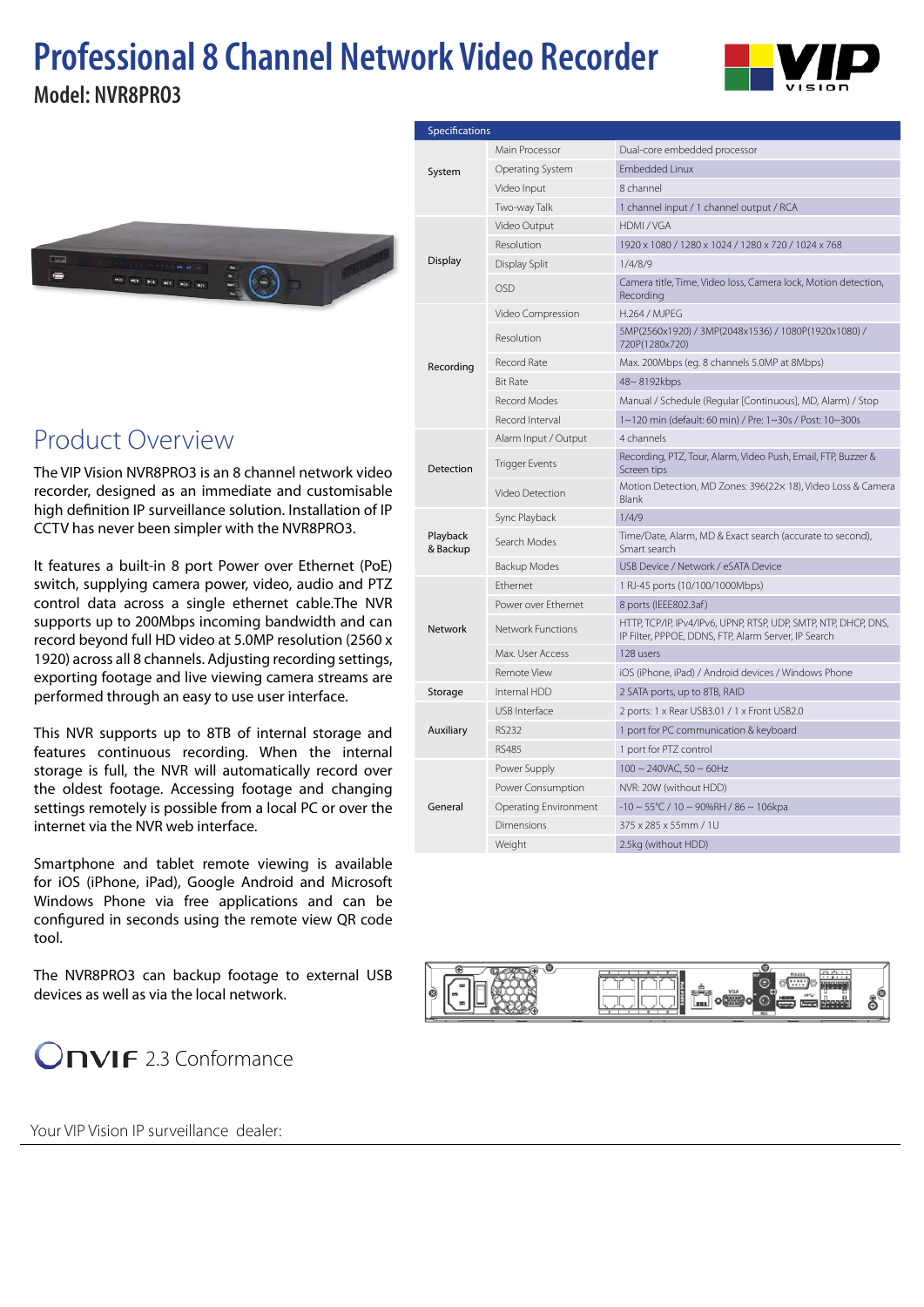# Professional 8 Channel Network Video Recorder

## Model: NVR8PRO3

## Product Overview

The VIP Vision NVR8PRO3 is an 8 channel network video recorder, designed as an immediate and customisable high definition IP surveillance solution. Installation of IP CCTV has never been simpler with the NVR8PRO3.

It features a built-in 8 port Power over Ethernet (PoE) switch, supplying camera power, video, audio and PTZ control data across a single ethernet cable.The NVR supports up to 200Mbps incoming bandwidth and can record beyond full HD video at 5.0MP resolution (2560 x 1920) across all 8 channels. Adjusting recording settings, exporting footage and live viewing camera streams are performed through an easy to use user interface.

This NVR supports up to 8TB of internal storage and features continuous recording. When the internal storage is full, the NVR will automatically record over the oldest footage. Accessing footage and changing settings remotely is possible from a local PC or over the internet via the NVR web interface.

Smartphone and tablet remote viewing is available for iOS (iPhone, iPad), Google Android and Microsoft Windows Phone via free applications and can be configured in seconds using the remote view QR code tool.

The NVR8PRO3 can backup footage to external USB devices as well as via the local network.

ONVIF 2.3 Conformance

| Specifications | | |
|---|---|---|
| System | Main Processor | Dual-core embedded processor |
| | Operating System | Embedded Linux |
| | Video Input | 8 channel |
| | Two-way Talk | 1 channel input / 1 channel output / RCA |
| Display | Video Output | HDMI / VGA |
| | Resolution | 1920 x 1080 / 1280 x 1024 / 1280 x 720 / 1024 x 768 |
| | Display Split | 1/4/8/9 |
| | OSD | Camera title, Time, Video loss, Camera lock, Motion detection, Recording |
| Recording | Video Compression | H.264 / MJPEG |
| | Resolution | 5MP(2560x1920) / 3MP(2048x1536) / 1080P(1920x1080) / 720P(1280x720) |
| | Record Rate | Max. 200Mbps (eg. 8 channels 5.0MP at 8Mbps) |
| | Bit Rate | 48~ 8192kbps |
| | Record Modes | Manual / Schedule (Regular [Continuous], MD, Alarm) / Stop |
| | Record Interval | 1~120 min (default: 60 min) / Pre: 1~30s / Post: 10~300s |
| Detection | Alarm Input / Output | 4 channels |
| | Trigger Events | Recording, PTZ, Tour, Alarm, Video Push, Email, FTP, Buzzer & Screen tips |
| | Video Detection | Motion Detection, MD Zones: 396(22× 18), Video Loss & Camera Blank |
| Playback & Backup | Sync Playback | 1/4/9 |
| | Search Modes | Time/Date, Alarm, MD & Exact search (accurate to second), Smart search |
| | Backup Modes | USB Device / Network / eSATA Device |
| Network | Ethernet | 1 RJ-45 ports (10/100/1000Mbps) |
| | Power over Ethernet | 8 ports (IEEE802.3af) |
| | Network Functions | HTTP, TCP/IP, IPv4/IPv6, UPNP, RTSP, UDP, SMTP, NTP, DHCP, DNS, IP Filter, PPPOE, DDNS, FTP, Alarm Server, IP Search |
| | Max. User Access | 128 users |
| | Remote View | iOS (iPhone, iPad) / Android devices / Windows Phone |
| Storage | Internal HDD | 2 SATA ports, up to 8TB, RAID |
| Auxiliary | USB Interface | 2 ports: 1 x Rear USB3.01 / 1 x Front USB2.0 |
| | RS232 | 1 port for PC communication & keyboard |
| | RS485 | 1 port for PTZ control |
| General | Power Supply | 100 ~ 240VAC, 50 ~ 60Hz |
| | Power Consumption | NVR: 20W (without HDD) |
| | Operating Environment | -10 ~ 55°C / 10 ~ 90%RH / 86 ~ 106kpa |
| | Dimensions | 375 x 285 x 55mm / 1U |
| | Weight | 2.5kg (without HDD) |

Your VIP Vision IP surveillance dealer: